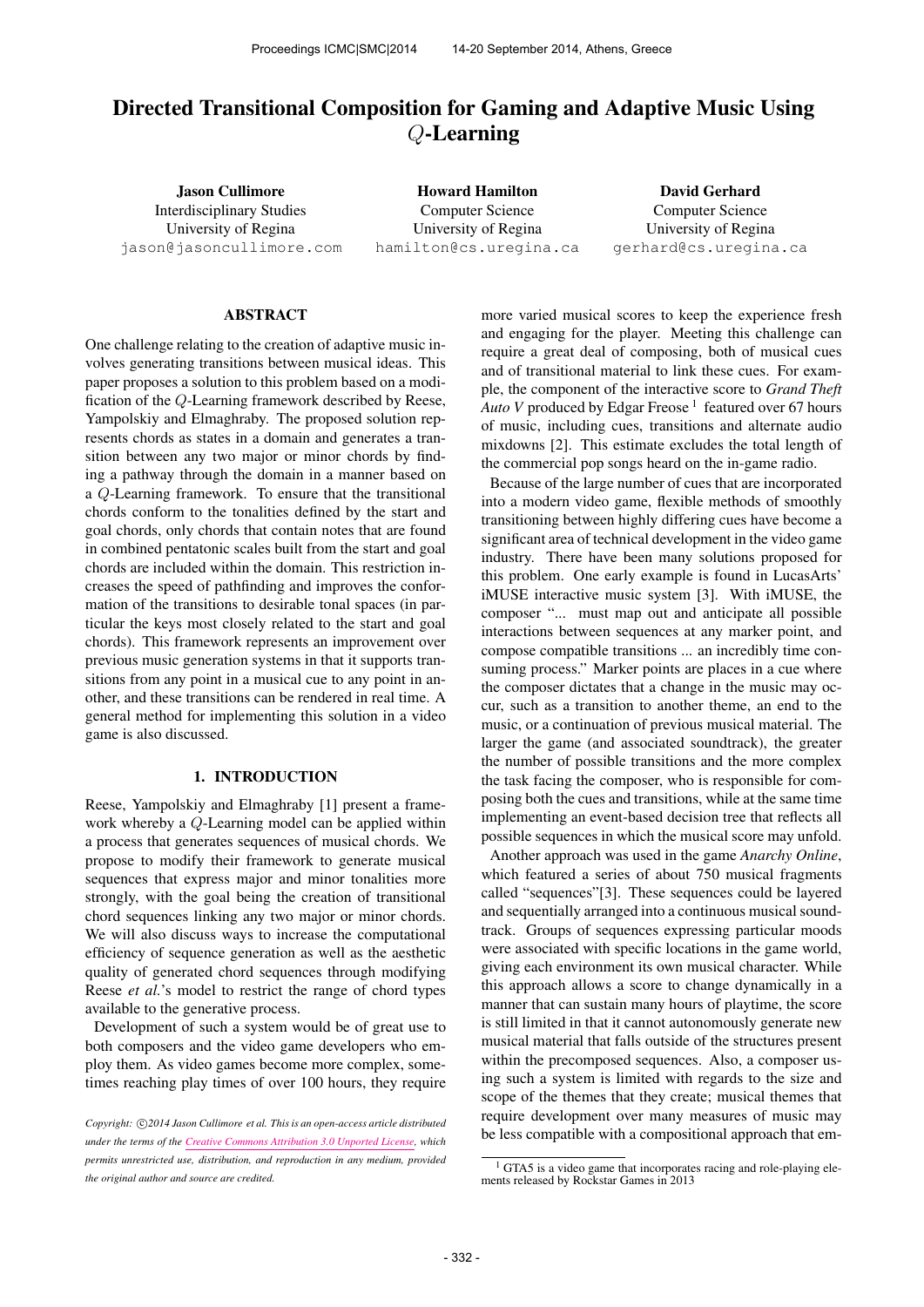# Directed Transitional Composition for Gaming and Adaptive Music Using $Q$-Learning

**Jason Cullimore**
Interdisciplinary Studies
University of Regina
jason@jasoncullimore.com

**Howard Hamilton**
Computer Science
University of Regina
hamilton@cs.uregina.ca

**David Gerhard**
Computer Science
University of Regina
gerhard@cs.uregina.ca

## ABSTRACT

One challenge relating to the creation of adaptive music involves generating transitions between musical ideas. This paper proposes a solution to this problem based on a modification of the $Q$-Learning framework described by Reese, Yampolskiy and Elmaghraby. The proposed solution represents chords as states in a domain and generates a transition between any two major or minor chords by finding a pathway through the domain in a manner based on a $Q$-Learning framework. To ensure that the transitional chords conform to the tonalities defined by the start and goal chords, only chords that contain notes that are found in combined pentatonic scales built from the start and goal chords are included within the domain. This restriction increases the speed of pathfinding and improves the conformation of the transitions to desirable tonal spaces (in particular the keys most closely related to the start and goal chords). This framework represents an improvement over previous music generation systems in that it supports transitions from any point in a musical cue to any point in another, and these transitions can be rendered in real time. A general method for implementing this solution in a video game is also discussed.

## 1. INTRODUCTION

Reese, Yampolskiy and Elmaghraby [1] present a framework whereby a $Q$-Learning model can be applied within a process that generates sequences of musical chords. We propose to modify their framework to generate musical sequences that express major and minor tonalities more strongly, with the goal being the creation of transitional chord sequences linking any two major or minor chords. We will also discuss ways to increase the computational efficiency of sequence generation as well as the aesthetic quality of generated chord sequences through modifying Reese *et al.*'s model to restrict the range of chord types available to the generative process.

Development of such a system would be of great use to both composers and the video game developers who employ them. As video games become more complex, sometimes reaching play times of over 100 hours, they require more varied musical scores to keep the experience fresh and engaging for the player. Meeting this challenge can require a great deal of composing, both of musical cues and of transitional material to link these cues. For example, the component of the interactive score to *Grand Theft Auto V* produced by Edgar Freose [1] featured over 67 hours of music, including cues, transitions and alternate audio mixdowns [2]. This estimate excludes the total length of the commercial pop songs heard on the in-game radio.

Because of the large number of cues that are incorporated into a modern video game, flexible methods of smoothly transitioning between highly differing cues have become a significant area of technical development in the video game industry. There have been many solutions proposed for this problem. One early example is found in LucasArts' iMUSE interactive music system [3]. With iMUSE, the composer "... must map out and anticipate all possible interactions between sequences at any marker point, and compose compatible transitions ... an incredibly time consuming process." Marker points are places in a cue where the composer dictates that a change in the music may occur, such as a transition to another theme, an end to the music, or a continuation of previous musical material. The larger the game (and associated soundtrack), the greater the number of possible transitions and the more complex the task facing the composer, who is responsible for composing both the cues and transitions, while at the same time implementing an event-based decision tree that reflects all possible sequences in which the musical score may unfold.

Another approach was used in the game *Anarchy Online*, which featured a series of about 750 musical fragments called "sequences"[3]. These sequences could be layered and sequentially arranged into a continuous musical soundtrack. Groups of sequences expressing particular moods were associated with specific locations in the game world, giving each environment its own musical character. While this approach allows a score to change dynamically in a manner that can sustain many hours of playtime, the score is still limited in that it cannot autonomously generate new musical material that falls outside of the structures present within the precomposed sequences. Also, a composer using such a system is limited with regards to the size and scope of the themes that they create; musical themes that require development over many measures of music may be less compatible with a compositional approach that em-

[1] GTA5 is a video game that incorporates racing and role-playing elements released by Rockstar Games in 2013

*Copyright: ©2014 Jason Cullimore et al. This is an open-access article distributed under the terms of the Creative Commons Attribution 3.0 Unported License, which permits unrestricted use, distribution, and reproduction in any medium, provided the original author and source are credited.*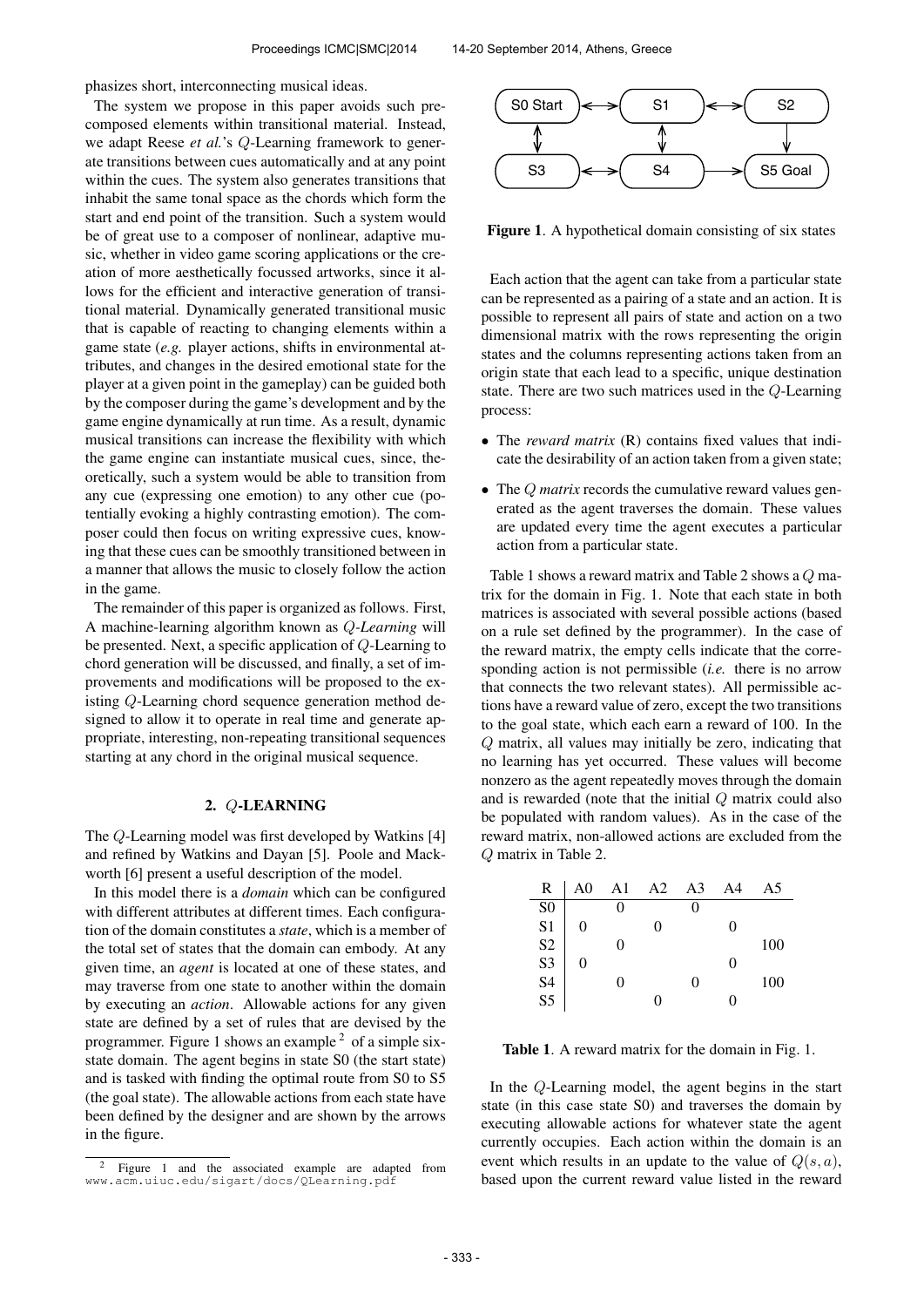phasizes short, interconnecting musical ideas.

The system we propose in this paper avoids such precomposed elements within transitional material. Instead, we adapt Reese *et al.*'s $Q$-Learning framework to generate transitions between cues automatically and at any point within the cues. The system also generates transitions that inhabit the same tonal space as the chords which form the start and end point of the transition. Such a system would be of great use to a composer of nonlinear, adaptive music, whether in video game scoring applications or the creation of more aesthetically focussed artworks, since it allows for the efficient and interactive generation of transitional material. Dynamically generated transitional music that is capable of reacting to changing elements within a game state (*e.g.* player actions, shifts in environmental attributes, and changes in the desired emotional state for the player at a given point in the gameplay) can be guided both by the composer during the game's development and by the game engine dynamically at run time. As a result, dynamic musical transitions can increase the flexibility with which the game engine can instantiate musical cues, since, theoretically, such a system would be able to transition from any cue (expressing one emotion) to any other cue (potentially evoking a highly contrasting emotion). The composer could then focus on writing expressive cues, knowing that these cues can be smoothly transitioned between in a manner that allows the music to closely follow the action in the game.

The remainder of this paper is organized as follows. First, A machine-learning algorithm known as $Q$-*Learning* will be presented. Next, a specific application of $Q$-Learning to chord generation will be discussed, and finally, a set of improvements and modifications will be proposed to the existing $Q$-Learning chord sequence generation method designed to allow it to operate in real time and generate appropriate, interesting, non-repeating transitional sequences starting at any chord in the original musical sequence.

## 2. $Q$-LEARNING

The $Q$-Learning model was first developed by Watkins [4] and refined by Watkins and Dayan [5]. Poole and Mackworth [6] present a useful description of the model.

In this model there is a *domain* which can be configured with different attributes at different times. Each configuration of the domain constitutes a *state*, which is a member of the total set of states that the domain can embody. At any given time, an *agent* is located at one of these states, and may traverse from one state to another within the domain by executing an *action*. Allowable actions for any given state are defined by a set of rules that are devised by the programmer. Figure 1 shows an example [2] of a simple six-state domain. The agent begins in state S0 (the start state) and is tasked with finding the optimal route from S0 to S5 (the goal state). The allowable actions from each state have been defined by the designer and are shown by the arrows in the figure.

[2] Figure 1 and the associated example are adapted from www.acm.uiuc.edu/sigart/docs/QLearning.pdf

**Figure 1**. A hypothetical domain consisting of six states

Each action that the agent can take from a particular state can be represented as a pairing of a state and an action. It is possible to represent all pairs of state and action on a two dimensional matrix with the rows representing the origin states and the columns representing actions taken from an origin state that each lead to a specific, unique destination state. There are two such matrices used in the $Q$-Learning process:

- The *reward matrix* (R) contains fixed values that indicate the desirability of an action taken from a given state;
- The $Q$ *matrix* records the cumulative reward values generated as the agent traverses the domain. These values are updated every time the agent executes a particular action from a particular state.

Table 1 shows a reward matrix and Table 2 shows a $Q$ matrix for the domain in Fig. 1. Note that each state in both matrices is associated with several possible actions (based on a rule set defined by the programmer). In the case of the reward matrix, the empty cells indicate that the corresponding action is not permissible (*i.e.* there is no arrow that connects the two relevant states). All permissible actions have a reward value of zero, except the two transitions to the goal state, which each earn a reward of 100. In the $Q$ matrix, all values may initially be zero, indicating that no learning has yet occurred. These values will become nonzero as the agent repeatedly moves through the domain and is rewarded (note that the initial $Q$ matrix could also be populated with random values). As in the case of the reward matrix, non-allowed actions are excluded from the $Q$ matrix in Table 2.

| R | A0 | A1 | A2 | A3 | A4 | A5 |
|---|---|---|---|---|---|---|
| S0 | | 0 | | 0 | | |
| S1 | 0 | | 0 | | 0 | |
| S2 | | 0 | | | | 100 |
| S3 | 0 | | | | 0 | |
| S4 | | 0 | | 0 | | 100 |
| S5 | | | 0 | | 0 | |

**Table 1**. A reward matrix for the domain in Fig. 1.

In the $Q$-Learning model, the agent begins in the start state (in this case state S0) and traverses the domain by executing allowable actions for whatever state the agent currently occupies. Each action within the domain is an event which results in an update to the value of $Q(s, a)$, based upon the current reward value listed in the reward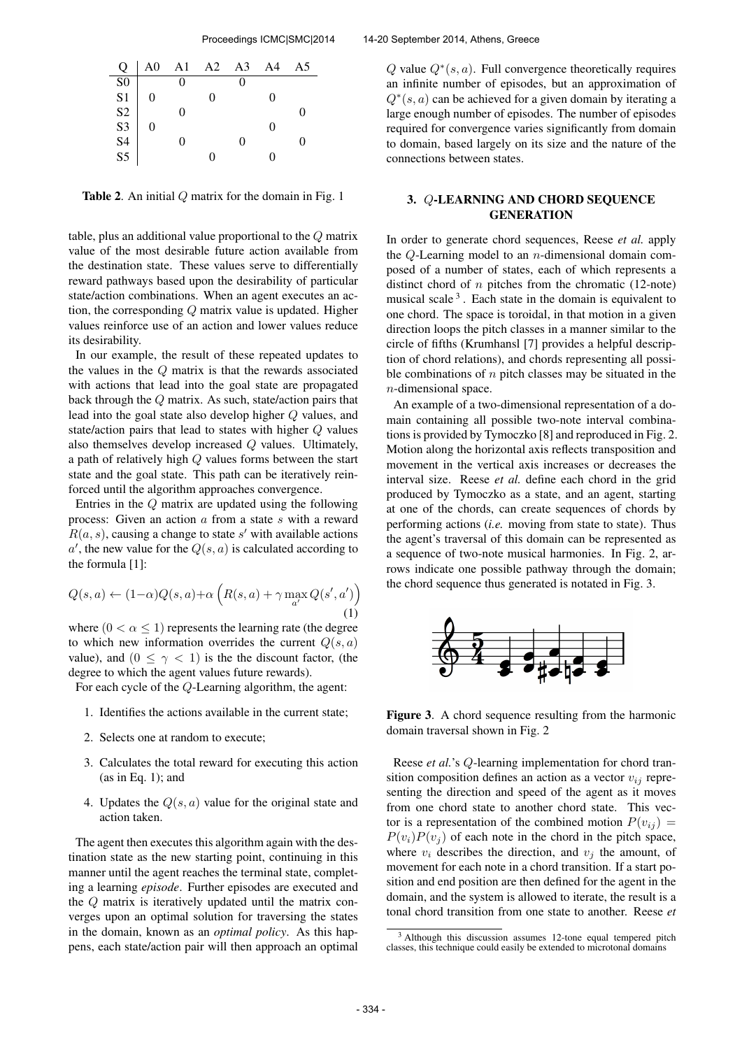| Q | A0 | A1 | A2 | A3 | A4 | A5 |
|---|---|---|---|---|---|---|
| S0 | | 0 | | 0 | | |
| S1 | 0 | | 0 | | 0 | |
| S2 | | 0 | | | | 0 |
| S3 | 0 | | | | 0 | |
| S4 | | 0 | | 0 | | 0 |
| S5 | | | 0 | | 0 | |

**Table 2**. An initial $Q$ matrix for the domain in Fig. 1

table, plus an additional value proportional to the $Q$ matrix value of the most desirable future action available from the destination state. These values serve to differentially reward pathways based upon the desirability of particular state/action combinations. When an agent executes an action, the corresponding $Q$ matrix value is updated. Higher values reinforce use of an action and lower values reduce its desirability.

In our example, the result of these repeated updates to the values in the $Q$ matrix is that the rewards associated with actions that lead into the goal state are propagated back through the $Q$ matrix. As such, state/action pairs that lead into the goal state also develop higher $Q$ values, and state/action pairs that lead to states with higher $Q$ values also themselves develop increased $Q$ values. Ultimately, a path of relatively high $Q$ values forms between the start state and the goal state. This path can be iteratively reinforced until the algorithm approaches convergence.

Entries in the $Q$ matrix are updated using the following process: Given an action $a$ from a state $s$ with a reward $R(a, s)$, causing a change to state $s'$ with available actions $a'$, the new value for the $Q(s, a)$ is calculated according to the formula [1]:

$$Q(s,a) \leftarrow (1-\alpha)Q(s,a)+\alpha\left(R(s,a)+\gamma \max_{a'} Q(s',a')\right) \quad (1)$$

where $(0 < \alpha \leq 1)$ represents the learning rate (the degree to which new information overrides the current $Q(s, a)$ value), and $(0 \leq \gamma < 1)$ is the the discount factor, (the degree to which the agent values future rewards).

For each cycle of the $Q$-Learning algorithm, the agent:

1. Identifies the actions available in the current state;
2. Selects one at random to execute;
3. Calculates the total reward for executing this action (as in Eq. 1); and
4. Updates the $Q(s, a)$ value for the original state and action taken.

The agent then executes this algorithm again with the destination state as the new starting point, continuing in this manner until the agent reaches the terminal state, completing a learning *episode*. Further episodes are executed and the $Q$ matrix is iteratively updated until the matrix converges upon an optimal solution for traversing the states in the domain, known as an *optimal policy*. As this happens, each state/action pair will then approach an optimal $Q$ value $Q^*(s, a)$. Full convergence theoretically requires an infinite number of episodes, but an approximation of $Q^*(s, a)$ can be achieved for a given domain by iterating a large enough number of episodes. The number of episodes required for convergence varies significantly from domain to domain, based largely on its size and the nature of the connections between states.

## 3. $Q$-LEARNING AND CHORD SEQUENCE GENERATION

In order to generate chord sequences, Reese *et al.* apply the $Q$-Learning model to an $n$-dimensional domain composed of a number of states, each of which represents a distinct chord of $n$ pitches from the chromatic (12-note) musical scale [3]. Each state in the domain is equivalent to one chord. The space is toroidal, in that motion in a given direction loops the pitch classes in a manner similar to the circle of fifths (Krumhansl [7] provides a helpful description of chord relations), and chords representing all possible combinations of $n$ pitch classes may be situated in the $n$-dimensional space.

An example of a two-dimensional representation of a domain containing all possible two-note interval combinations is provided by Tymoczko [8] and reproduced in Fig. 2. Motion along the horizontal axis reflects transposition and movement in the vertical axis increases or decreases the interval size. Reese *et al.* define each chord in the grid produced by Tymoczko as a state, and an agent, starting at one of the chords, can create sequences of chords by performing actions (*i.e.* moving from state to state). Thus the agent's traversal of this domain can be represented as a sequence of two-note musical harmonies. In Fig. 2, arrows indicate one possible pathway through the domain; the chord sequence thus generated is notated in Fig. 3.

**Figure 3**. A chord sequence resulting from the harmonic domain traversal shown in Fig. 2

Reese *et al.*'s $Q$-learning implementation for chord transition composition defines an action as a vector $v_{ij}$ representing the direction and speed of the agent as it moves from one chord state to another chord state. This vector is a representation of the combined motion $P(v_{ij}) = P(v_i)P(v_j)$ of each note in the chord in the pitch space, where $v_i$ describes the direction, and $v_j$ the amount, of movement for each note in a chord transition. If a start position and end position are then defined for the agent in the domain, and the system is allowed to iterate, the result is a tonal chord transition from one state to another. Reese *et*

[3] Although this discussion assumes 12-tone equal tempered pitch classes, this technique could easily be extended to microtonal domains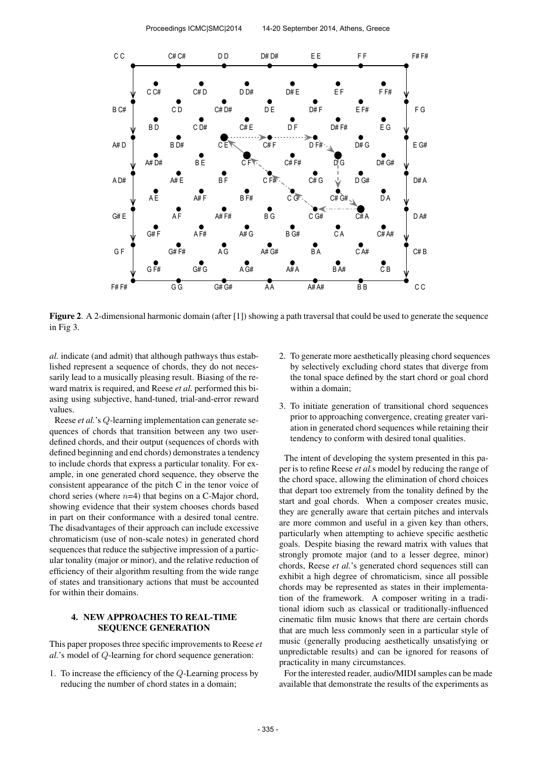**Figure 2**. A 2-dimensional harmonic domain (after [1]) showing a path traversal that could be used to generate the sequence in Fig 3.

*al.* indicate (and admit) that although pathways thus established represent a sequence of chords, they do not necessarily lead to a musically pleasing result. Biasing of the reward matrix is required, and Reese *et al.* performed this biasing using subjective, hand-tuned, trial-and-error reward values.

Reese *et al.*'s $Q$-learning implementation can generate sequences of chords that transition between any two user-defined chords, and their output (sequences of chords with defined beginning and end chords) demonstrates a tendency to include chords that express a particular tonality. For example, in one generated chord sequence, they observe the consistent appearance of the pitch C in the tenor voice of chord series (where $n$=4) that begins on a C-Major chord, showing evidence that their system chooses chords based in part on their conformance with a desired tonal centre. The disadvantages of their approach can include excessive chromaticism (use of non-scale notes) in generated chord sequences that reduce the subjective impression of a particular tonality (major or minor), and the relative reduction of efficiency of their algorithm resulting from the wide range of states and transitionary actions that must be accounted for within their domains.

## 4. NEW APPROACHES TO REAL-TIME SEQUENCE GENERATION

This paper proposes three specific improvements to Reese *et al.*'s model of $Q$-learning for chord sequence generation:

1. To increase the efficiency of the $Q$-Learning process by reducing the number of chord states in a domain;
2. To generate more aesthetically pleasing chord sequences by selectively excluding chord states that diverge from the tonal space defined by the start chord or goal chord within a domain;
3. To initiate generation of transitional chord sequences prior to approaching convergence, creating greater variation in generated chord sequences while retaining their tendency to conform with desired tonal qualities.

The intent of developing the system presented in this paper is to refine Reese *et al.*s model by reducing the range of the chord space, allowing the elimination of chord choices that depart too extremely from the tonality defined by the start and goal chords. When a composer creates music, they are generally aware that certain pitches and intervals are more common and useful in a given key than others, particularly when attempting to achieve specific aesthetic goals. Despite biasing the reward matrix with values that strongly promote major (and to a lesser degree, minor) chords, Reese *et al.*'s generated chord sequences still can exhibit a high degree of chromaticism, since all possible chords may be represented as states in their implementation of the framework. A composer writing in a traditional idiom such as classical or traditionally-influenced cinematic film music knows that there are certain chords that are much less commonly seen in a particular style of music (generally producing aesthetically unsatisfying or unpredictable results) and can be ignored for reasons of practicality in many circumstances.

For the interested reader, audio/MIDI samples can be made available that demonstrate the results of the experiments as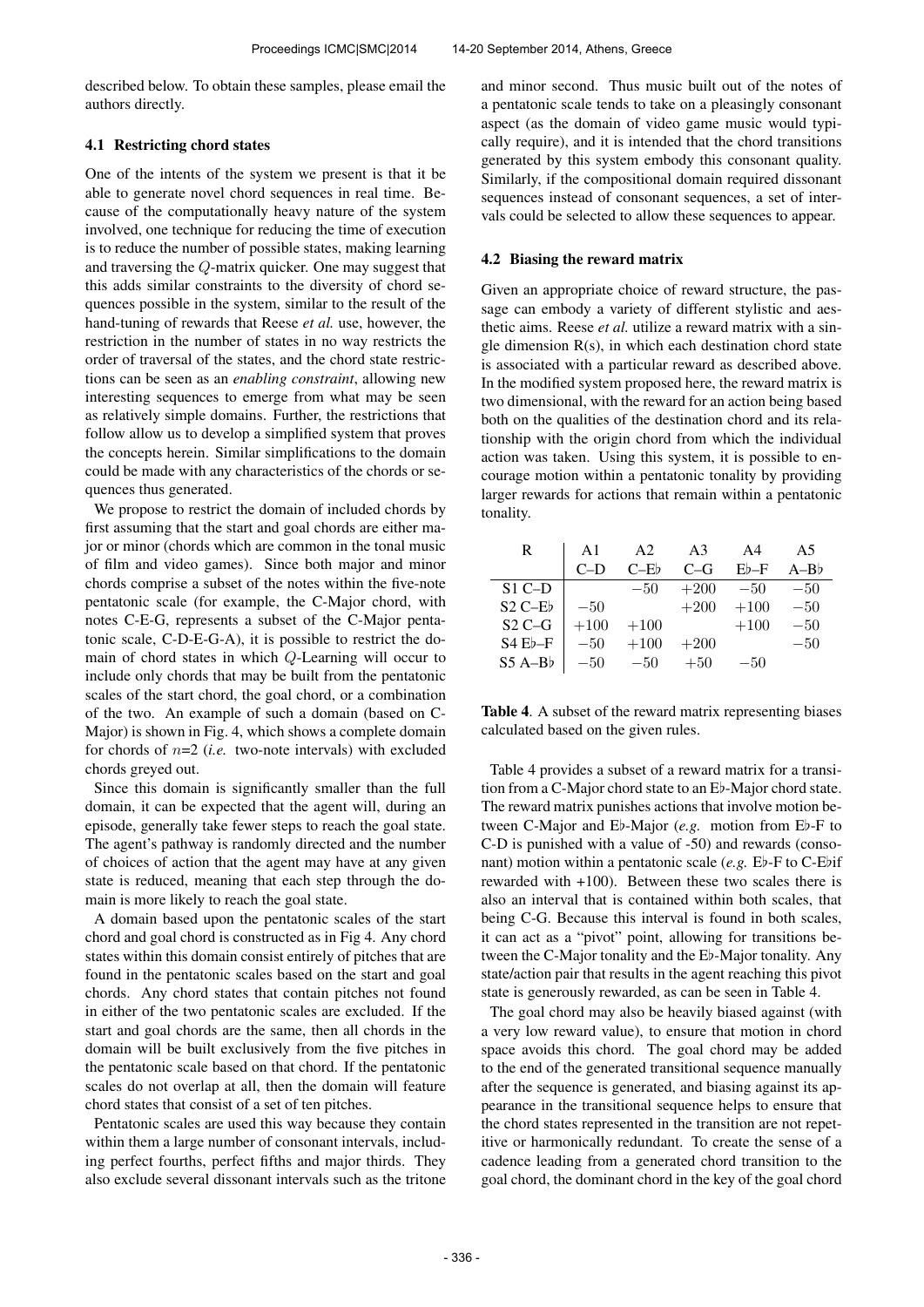described below. To obtain these samples, please email the authors directly.

### 4.1 Restricting chord states

One of the intents of the system we present is that it be able to generate novel chord sequences in real time. Because of the computationally heavy nature of the system involved, one technique for reducing the time of execution is to reduce the number of possible states, making learning and traversing the $Q$-matrix quicker. One may suggest that this adds similar constraints to the diversity of chord sequences possible in the system, similar to the result of the hand-tuning of rewards that Reese *et al.* use, however, the restriction in the number of states in no way restricts the order of traversal of the states, and the chord state restrictions can be seen as an *enabling constraint*, allowing new interesting sequences to emerge from what may be seen as relatively simple domains. Further, the restrictions that follow allow us to develop a simplified system that proves the concepts herein. Similar simplifications to the domain could be made with any characteristics of the chords or sequences thus generated.

We propose to restrict the domain of included chords by first assuming that the start and goal chords are either major or minor (chords which are common in the tonal music of film and video games). Since both major and minor chords comprise a subset of the notes within the five-note pentatonic scale (for example, the C-Major chord, with notes C-E-G, represents a subset of the C-Major pentatonic scale, C-D-E-G-A), it is possible to restrict the domain of chord states in which $Q$-Learning will occur to include only chords that may be built from the pentatonic scales of the start chord, the goal chord, or a combination of the two. An example of such a domain (based on C-Major) is shown in Fig. 4, which shows a complete domain for chords of $n$=2 (*i.e.* two-note intervals) with excluded chords greyed out.

Since this domain is significantly smaller than the full domain, it can be expected that the agent will, during an episode, generally take fewer steps to reach the goal state. The agent's pathway is randomly directed and the number of choices of action that the agent may have at any given state is reduced, meaning that each step through the domain is more likely to reach the goal state.

A domain based upon the pentatonic scales of the start chord and goal chord is constructed as in Fig 4. Any chord states within this domain consist entirely of pitches that are found in the pentatonic scales based on the start and goal chords. Any chord states that contain pitches not found in either of the two pentatonic scales are excluded. If the start and goal chords are the same, then all chords in the domain will be built exclusively from the five pitches in the pentatonic scale based on that chord. If the pentatonic scales do not overlap at all, then the domain will feature chord states that consist of a set of ten pitches.

Pentatonic scales are used this way because they contain within them a large number of consonant intervals, including perfect fourths, perfect fifths and major thirds. They also exclude several dissonant intervals such as the tritone and minor second. Thus music built out of the notes of a pentatonic scale tends to take on a pleasingly consonant aspect (as the domain of video game music would typically require), and it is intended that the chord transitions generated by this system embody this consonant quality. Similarly, if the compositional domain required dissonant sequences instead of consonant sequences, a set of intervals could be selected to allow these sequences to appear.

### 4.2 Biasing the reward matrix

Given an appropriate choice of reward structure, the passage can embody a variety of different stylistic and aesthetic aims. Reese *et al.* utilize a reward matrix with a single dimension R(s), in which each destination chord state is associated with a particular reward as described above. In the modified system proposed here, the reward matrix is two dimensional, with the reward for an action being based both on the qualities of the destination chord and its relationship with the origin chord from which the individual action was taken. Using this system, it is possible to encourage motion within a pentatonic tonality by providing larger rewards for actions that remain within a pentatonic tonality.

| R | A1 C–D | A2 C–E♭ | A3 C–G | A4 E♭–F | A5 A–B♭ |
|---|---|---|---|---|---|
| S1 C–D | | $-50$ | $+200$ | $-50$ | $-50$ |
| S2 C–E♭ | $-50$ | | $+200$ | $+100$ | $-50$ |
| S2 C–G | $+100$ | $+100$ | | $+100$ | $-50$ |
| S4 E♭–F | $-50$ | $+100$ | $+200$ | | $-50$ |
| S5 A–B♭ | $-50$ | $-50$ | $+50$ | $-50$ | |

**Table 4**. A subset of the reward matrix representing biases calculated based on the given rules.

Table 4 provides a subset of a reward matrix for a transition from a C-Major chord state to an E♭-Major chord state. The reward matrix punishes actions that involve motion between C-Major and E♭-Major (*e.g.* motion from E♭-F to C-D is punished with a value of -50) and rewards (consonant) motion within a pentatonic scale (*e.g.* E♭-F to C-E♭if rewarded with +100). Between these two scales there is also an interval that is contained within both scales, that being C-G. Because this interval is found in both scales, it can act as a "pivot" point, allowing for transitions between the C-Major tonality and the E♭-Major tonality. Any state/action pair that results in the agent reaching this pivot state is generously rewarded, as can be seen in Table 4.

The goal chord may also be heavily biased against (with a very low reward value), to ensure that motion in chord space avoids this chord. The goal chord may be added to the end of the generated transitional sequence manually after the sequence is generated, and biasing against its appearance in the transitional sequence helps to ensure that the chord states represented in the transition are not repetitive or harmonically redundant. To create the sense of a cadence leading from a generated chord transition to the goal chord, the dominant chord in the key of the goal chord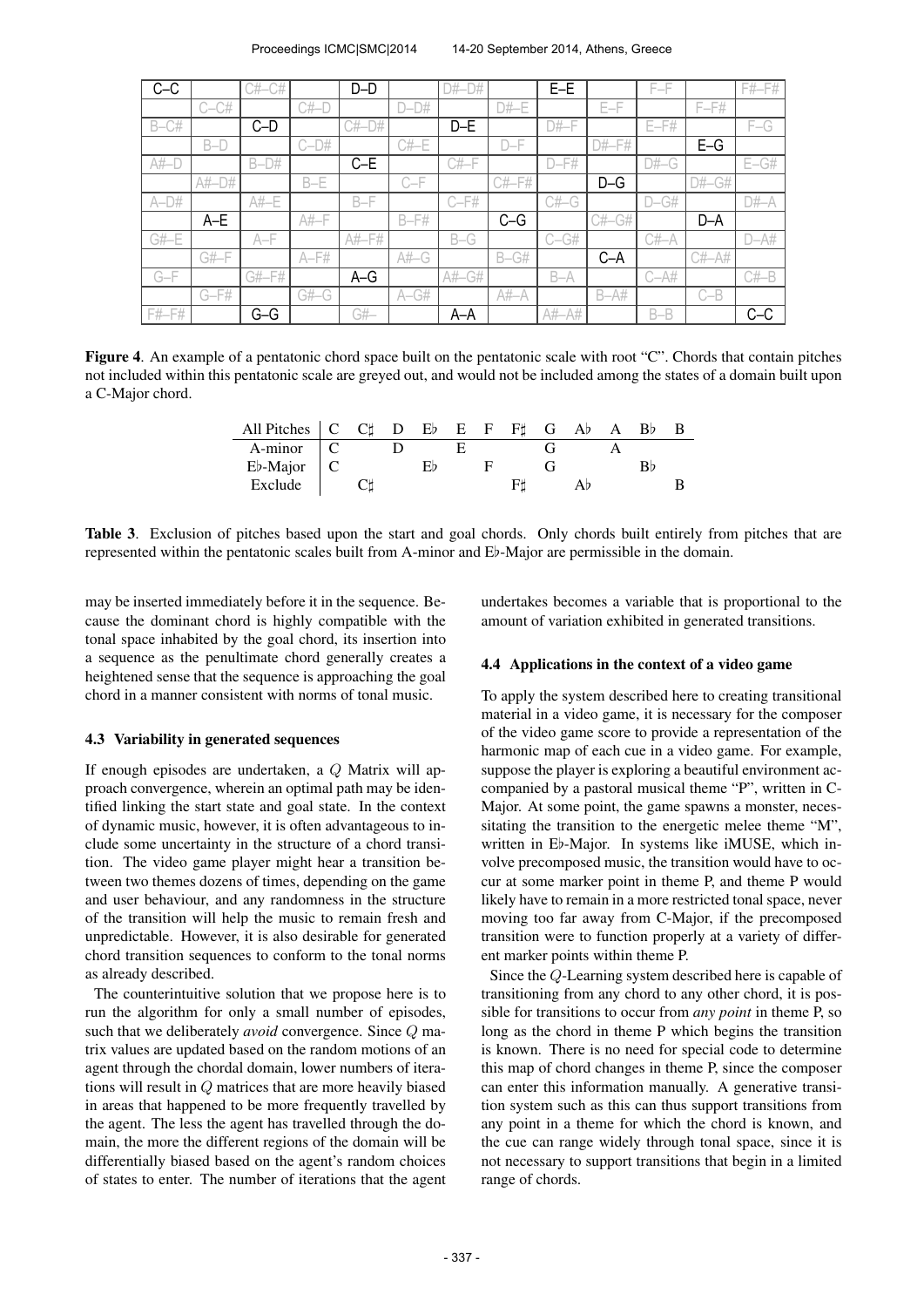| C–C | | C#–C# | | D–D | | D#–D# | | E–E | | F–F | | F#–F# |
|---|---|---|---|---|---|---|---|---|---|---|---|---|
| | C–C# | | C#–D | | D–D# | | D#–E | | E–F | | F–F# | |
| B–C# | | C–D | | C#–D# | | D–E | | D#–F | | E–F# | | F–G |
| | B–D | | C–D# | | C#–E | | D–F | | D#–F# | | E–G | |
| A#–D | | B–D# | | C–E | | C#–F | | D–F# | | D#–G | | E–G# |
| | A#–D# | | B–E | | C–F | | C#–F# | | D–G | | D#–G# | |
| A–D# | | A#–E | | B–F | | C–F# | | C#–G | | D–G# | | D#–A |
| | A–E | | A#–F | | B–F# | | C–G | | C#–G# | | D–A | |
| G#–E | | A–F | | A#–F# | | B–G | | C–G# | | C#–A | | D–A# |
| | G#–F | | A–F# | | A#–G | | B–G# | | C–A | | C#–A# | |
| G–F | | G#–F# | | A–G | | A#–G# | | B–A | | C–A# | | C#–B |
| | G–F# | | G#–G | | A–G# | | A#–A | | B–A# | | C–B | |
| F#–F# | | G–G | | G#– | | A–A | | A#–A# | | B–B | | C–C |

**Figure 4**. An example of a pentatonic chord space built on the pentatonic scale with root "C". Chords that contain pitches not included within this pentatonic scale are greyed out, and would not be included among the states of a domain built upon a C-Major chord.

| All Pitches | C | C♯ | D | E♭ | E | F | F♯ | G | A♭ | A | B♭ | B |
|---|---|---|---|---|---|---|---|---|---|---|---|---|
| A-minor | C | | D | | E | | | G | | A | | |
| E♭-Major | C | | | E♭ | | F | | G | | | B♭ | |
| Exclude | | C♯ | | | | | F♯ | | A♭ | | | B |

**Table 3**. Exclusion of pitches based upon the start and goal chords. Only chords built entirely from pitches that are represented within the pentatonic scales built from A-minor and E♭-Major are permissible in the domain.

may be inserted immediately before it in the sequence. Because the dominant chord is highly compatible with the tonal space inhabited by the goal chord, its insertion into a sequence as the penultimate chord generally creates a heightened sense that the sequence is approaching the goal chord in a manner consistent with norms of tonal music.

### 4.3 Variability in generated sequences

If enough episodes are undertaken, a $Q$ Matrix will approach convergence, wherein an optimal path may be identified linking the start state and goal state. In the context of dynamic music, however, it is often advantageous to include some uncertainty in the structure of a chord transition. The video game player might hear a transition between two themes dozens of times, depending on the game and user behaviour, and any randomness in the structure of the transition will help the music to remain fresh and unpredictable. However, it is also desirable for generated chord transition sequences to conform to the tonal norms as already described.

The counterintuitive solution that we propose here is to run the algorithm for only a small number of episodes, such that we deliberately *avoid* convergence. Since $Q$ matrix values are updated based on the random motions of an agent through the chordal domain, lower numbers of iterations will result in $Q$ matrices that are more heavily biased in areas that happened to be more frequently travelled by the agent. The less the agent has travelled through the domain, the more the different regions of the domain will be differentially biased based on the agent's random choices of states to enter. The number of iterations that the agent undertakes becomes a variable that is proportional to the amount of variation exhibited in generated transitions.

### 4.4 Applications in the context of a video game

To apply the system described here to creating transitional material in a video game, it is necessary for the composer of the video game score to provide a representation of the harmonic map of each cue in a video game. For example, suppose the player is exploring a beautiful environment accompanied by a pastoral musical theme "P", written in C-Major. At some point, the game spawns a monster, necessitating the transition to the energetic melee theme "M", written in E♭-Major. In systems like iMUSE, which involve precomposed music, the transition would have to occur at some marker point in theme P, and theme P would likely have to remain in a more restricted tonal space, never moving too far away from C-Major, if the precomposed transition were to function properly at a variety of different marker points within theme P.

Since the $Q$-Learning system described here is capable of transitioning from any chord to any other chord, it is possible for transitions to occur from *any point* in theme P, so long as the chord in theme P which begins the transition is known. There is no need for special code to determine this map of chord changes in theme P, since the composer can enter this information manually. A generative transition system such as this can thus support transitions from any point in a theme for which the chord is known, and the cue can range widely through tonal space, since it is not necessary to support transitions that begin in a limited range of chords.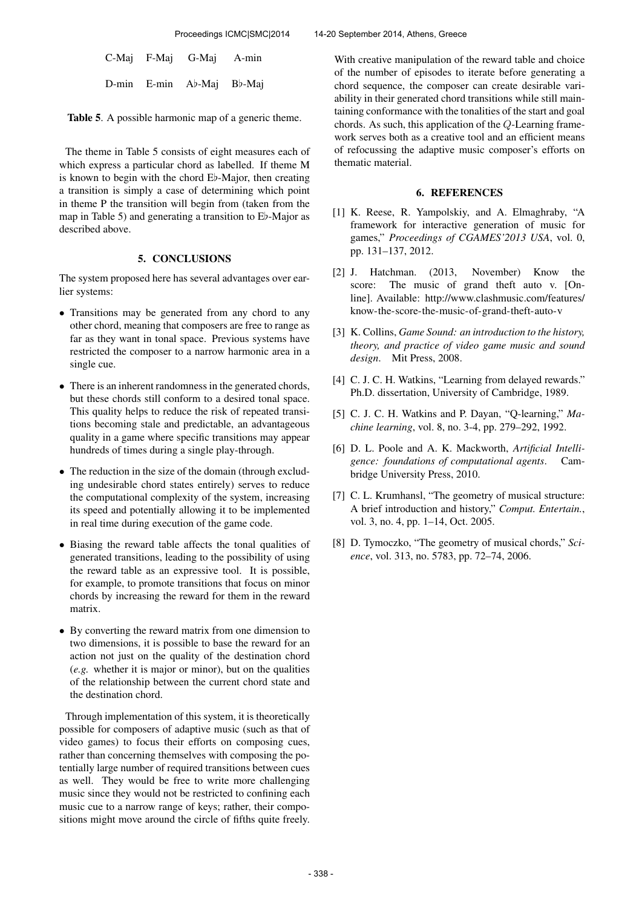| | | | |
|---|---|---|---|
| C-Maj | F-Maj | G-Maj | A-min |
| D-min | E-min | A♭-Maj | B♭-Maj |

**Table 5**. A possible harmonic map of a generic theme.

The theme in Table 5 consists of eight measures each of which express a particular chord as labelled. If theme M is known to begin with the chord E♭-Major, then creating a transition is simply a case of determining which point in theme P the transition will begin from (taken from the map in Table 5) and generating a transition to E♭-Major as described above.

## 5. CONCLUSIONS

The system proposed here has several advantages over earlier systems:

- Transitions may be generated from any chord to any other chord, meaning that composers are free to range as far as they want in tonal space. Previous systems have restricted the composer to a narrow harmonic area in a single cue.
- There is an inherent randomness in the generated chords, but these chords still conform to a desired tonal space. This quality helps to reduce the risk of repeated transitions becoming stale and predictable, an advantageous quality in a game where specific transitions may appear hundreds of times during a single play-through.
- The reduction in the size of the domain (through excluding undesirable chord states entirely) serves to reduce the computational complexity of the system, increasing its speed and potentially allowing it to be implemented in real time during execution of the game code.
- Biasing the reward table affects the tonal qualities of generated transitions, leading to the possibility of using the reward table as an expressive tool. It is possible, for example, to promote transitions that focus on minor chords by increasing the reward for them in the reward matrix.
- By converting the reward matrix from one dimension to two dimensions, it is possible to base the reward for an action not just on the quality of the destination chord (*e.g.* whether it is major or minor), but on the qualities of the relationship between the current chord state and the destination chord.

Through implementation of this system, it is theoretically possible for composers of adaptive music (such as that of video games) to focus their efforts on composing cues, rather than concerning themselves with composing the potentially large number of required transitions between cues as well. They would be free to write more challenging music since they would not be restricted to confining each music cue to a narrow range of keys; rather, their compositions might move around the circle of fifths quite freely. With creative manipulation of the reward table and choice of the number of episodes to iterate before generating a chord sequence, the composer can create desirable variability in their generated chord transitions while still maintaining conformance with the tonalities of the start and goal chords. As such, this application of the $Q$-Learning framework serves both as a creative tool and an efficient means of refocussing the adaptive music composer's efforts on thematic material.

## 6. REFERENCES

[1] K. Reese, R. Yampolskiy, and A. Elmaghraby, "A framework for interactive generation of music for games," *Proceedings of CGAMES'2013 USA*, vol. 0, pp. 131–137, 2012.

[2] J. Hatchman. (2013, November) Know the score: The music of grand theft auto v. [Online]. Available: http://www.clashmusic.com/features/know-the-score-the-music-of-grand-theft-auto-v

[3] K. Collins, *Game Sound: an introduction to the history, theory, and practice of video game music and sound design*. Mit Press, 2008.

[4] C. J. C. H. Watkins, "Learning from delayed rewards." Ph.D. dissertation, University of Cambridge, 1989.

[5] C. J. C. H. Watkins and P. Dayan, "Q-learning," *Machine learning*, vol. 8, no. 3-4, pp. 279–292, 1992.

[6] D. L. Poole and A. K. Mackworth, *Artificial Intelligence: foundations of computational agents*. Cambridge University Press, 2010.

[7] C. L. Krumhansl, "The geometry of musical structure: A brief introduction and history," *Comput. Entertain.*, vol. 3, no. 4, pp. 1–14, Oct. 2005.

[8] D. Tymoczko, "The geometry of musical chords," *Science*, vol. 313, no. 5783, pp. 72–74, 2006.